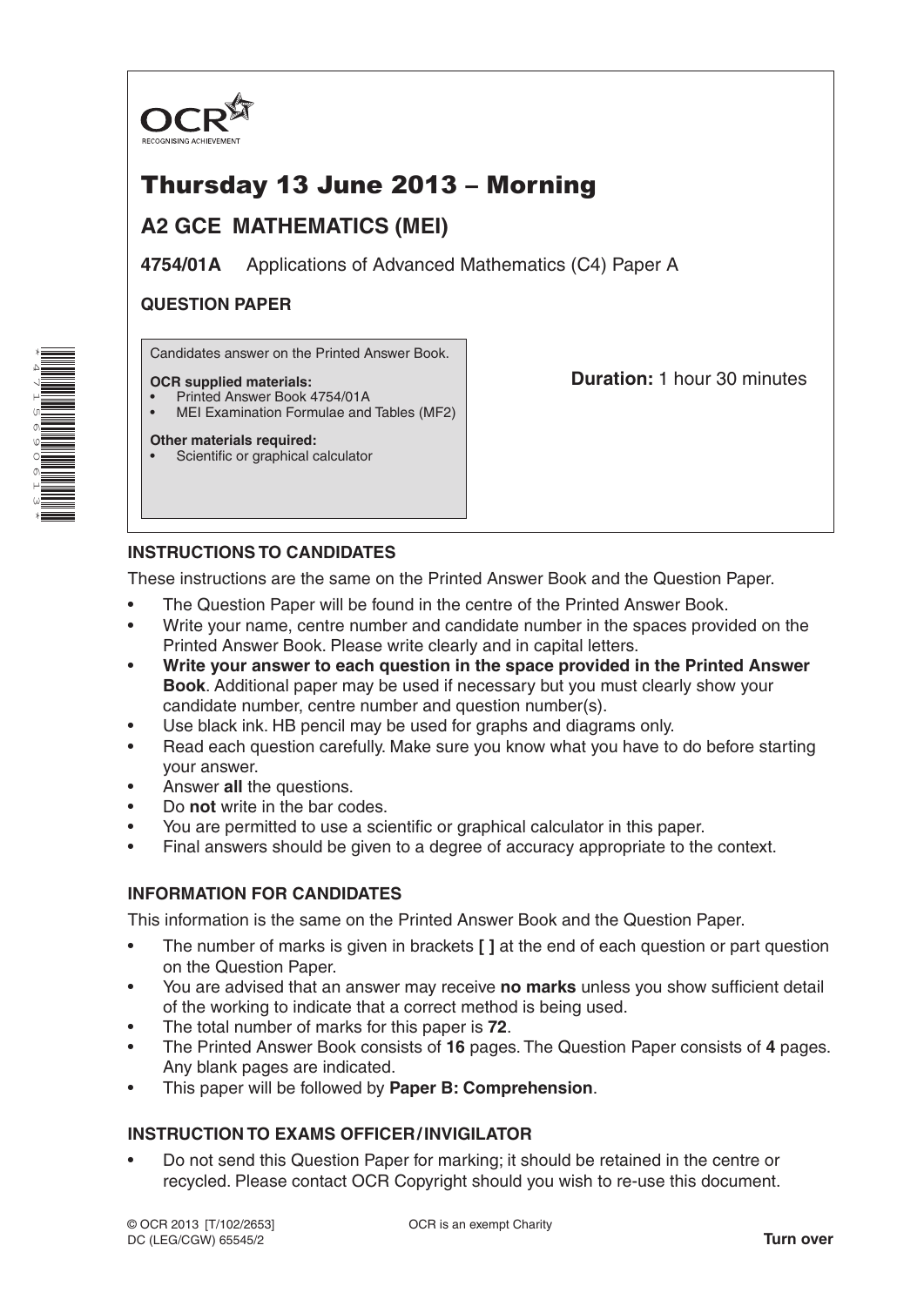OCR
RECOGNISING ACHIEVEMENT

# Thursday 13 June 2013 – Morning

## A2 GCE MATHEMATICS (MEI)

**4754/01A** Applications of Advanced Mathematics (C4) Paper A

**QUESTION PAPER**

Candidates answer on the Printed Answer Book.

**OCR supplied materials:**
- Printed Answer Book 4754/01A
- MEI Examination Formulae and Tables (MF2)

**Other materials required:**
- Scientific or graphical calculator

**Duration:** 1 hour 30 minutes

### INSTRUCTIONS TO CANDIDATES

These instructions are the same on the Printed Answer Book and the Question Paper.

- The Question Paper will be found in the centre of the Printed Answer Book.
- Write your name, centre number and candidate number in the spaces provided on the Printed Answer Book. Please write clearly and in capital letters.
- **Write your answer to each question in the space provided in the Printed Answer Book**. Additional paper may be used if necessary but you must clearly show your candidate number, centre number and question number(s).
- Use black ink. HB pencil may be used for graphs and diagrams only.
- Read each question carefully. Make sure you know what you have to do before starting your answer.
- Answer **all** the questions.
- Do **not** write in the bar codes.
- You are permitted to use a scientific or graphical calculator in this paper.
- Final answers should be given to a degree of accuracy appropriate to the context.

### INFORMATION FOR CANDIDATES

This information is the same on the Printed Answer Book and the Question Paper.

- The number of marks is given in brackets **[ ]** at the end of each question or part question on the Question Paper.
- You are advised that an answer may receive **no marks** unless you show sufficient detail of the working to indicate that a correct method is being used.
- The total number of marks for this paper is **72**.
- The Printed Answer Book consists of **16** pages. The Question Paper consists of **4** pages. Any blank pages are indicated.
- This paper will be followed by **Paper B: Comprehension**.

### INSTRUCTION TO EXAMS OFFICER / INVIGILATOR

- Do not send this Question Paper for marking; it should be retained in the centre or recycled. Please contact OCR Copyright should you wish to re-use this document.

© OCR 2013 [T/102/2653]
DC (LEG/CGW) 65545/2

OCR is an exempt Charity

**Turn over**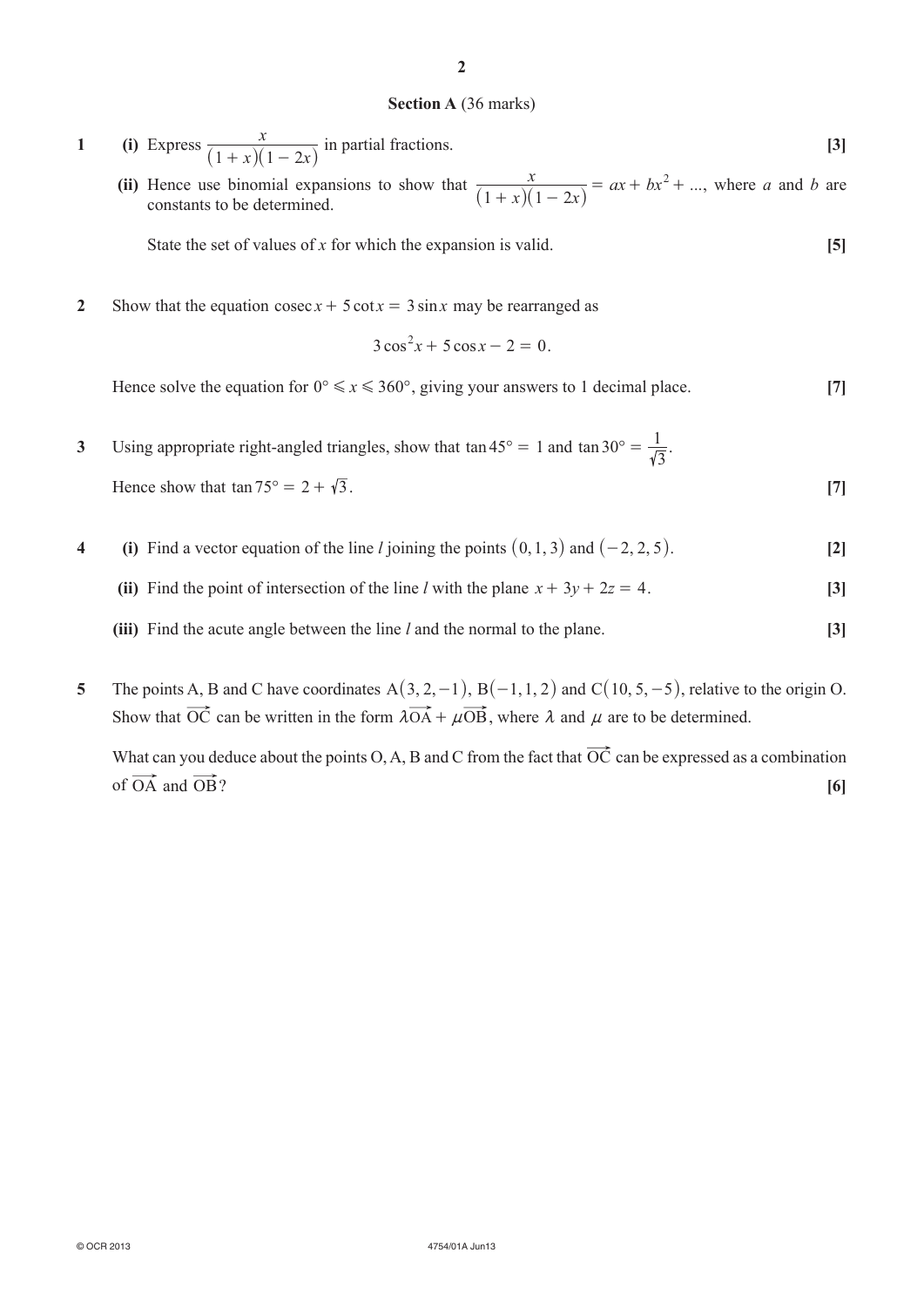## Section A (36 marks)

**1** **(i)** Express $\dfrac{x}{(1+x)(1-2x)}$ in partial fractions. **[3]**

**(ii)** Hence use binomial expansions to show that $\dfrac{x}{(1+x)(1-2x)} = ax + bx^2 + ...$, where $a$ and $b$ are constants to be determined.

State the set of values of $x$ for which the expansion is valid. **[5]**

**2** Show that the equation $\operatorname{cosec} x + 5 \cot x = 3 \sin x$ may be rearranged as

$$3\cos^2 x + 5\cos x - 2 = 0.$$

Hence solve the equation for $0° \leqslant x \leqslant 360°$, giving your answers to 1 decimal place. **[7]**

**3** Using appropriate right-angled triangles, show that $\tan 45° = 1$ and $\tan 30° = \dfrac{1}{\sqrt{3}}$.

Hence show that $\tan 75° = 2 + \sqrt{3}$. **[7]**

**4** **(i)** Find a vector equation of the line $l$ joining the points $(0, 1, 3)$ and $(-2, 2, 5)$. **[2]**

**(ii)** Find the point of intersection of the line $l$ with the plane $x + 3y + 2z = 4$. **[3]**

**(iii)** Find the acute angle between the line $l$ and the normal to the plane. **[3]**

**5** The points A, B and C have coordinates $\mathrm{A}(3, 2, -1)$, $\mathrm{B}(-1, 1, 2)$ and $\mathrm{C}(10, 5, -5)$, relative to the origin O. Show that $\overrightarrow{\mathrm{OC}}$ can be written in the form $\lambda\overrightarrow{\mathrm{OA}} + \mu\overrightarrow{\mathrm{OB}}$, where $\lambda$ and $\mu$ are to be determined.

What can you deduce about the points O, A, B and C from the fact that $\overrightarrow{\mathrm{OC}}$ can be expressed as a combination of $\overrightarrow{\mathrm{OA}}$ and $\overrightarrow{\mathrm{OB}}$? **[6]**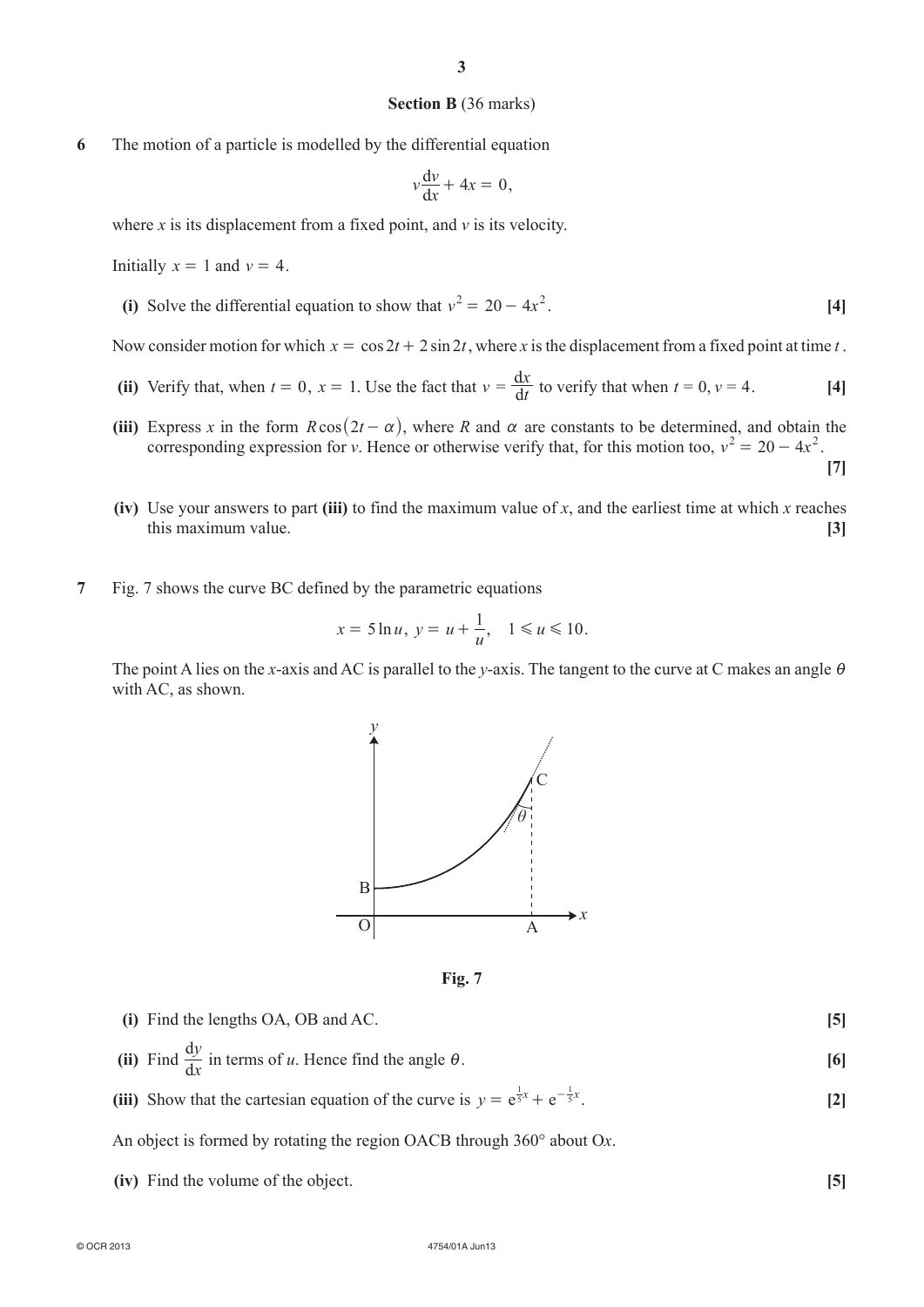## Section B (36 marks)

**6** The motion of a particle is modelled by the differential equation

$$v\frac{dv}{dx} + 4x = 0,$$

where $x$ is its displacement from a fixed point, and $v$ is its velocity.

Initially $x = 1$ and $v = 4$.

**(i)** Solve the differential equation to show that $v^2 = 20 - 4x^2$. **[4]**

Now consider motion for which $x = \cos 2t + 2\sin 2t$, where $x$ is the displacement from a fixed point at time $t$.

**(ii)** Verify that, when $t = 0$, $x = 1$. Use the fact that $v = \frac{dx}{dt}$ to verify that when $t = 0$, $v = 4$. **[4]**

**(iii)** Express $x$ in the form $R\cos(2t - \alpha)$, where $R$ and $\alpha$ are constants to be determined, and obtain the corresponding expression for $v$. Hence or otherwise verify that, for this motion too, $v^2 = 20 - 4x^2$. **[7]**

**(iv)** Use your answers to part **(iii)** to find the maximum value of $x$, and the earliest time at which $x$ reaches this maximum value. **[3]**

**7** Fig. 7 shows the curve BC defined by the parametric equations

$$x = 5\ln u,\ y = u + \frac{1}{u},\quad 1 \leqslant u \leqslant 10.$$

The point A lies on the $x$-axis and AC is parallel to the $y$-axis. The tangent to the curve at C makes an angle $\theta$ with AC, as shown.

**Fig. 7**

**(i)** Find the lengths OA, OB and AC. **[5]**

**(ii)** Find $\frac{dy}{dx}$ in terms of $u$. Hence find the angle $\theta$. **[6]**

**(iii)** Show that the cartesian equation of the curve is $y = e^{\frac{1}{5}x} + e^{-\frac{1}{5}x}$. **[2]**

An object is formed by rotating the region OACB through 360° about O$x$.

**(iv)** Find the volume of the object. **[5]**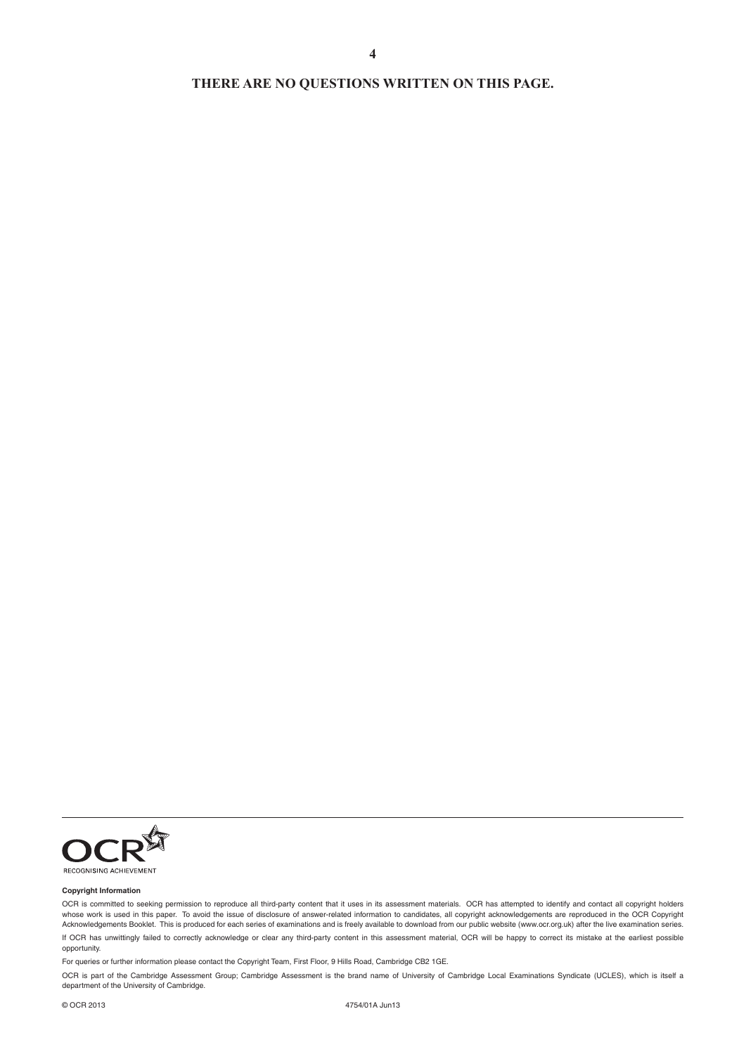**THERE ARE NO QUESTIONS WRITTEN ON THIS PAGE.**

OCR
RECOGNISING ACHIEVEMENT

**Copyright Information**

OCR is committed to seeking permission to reproduce all third-party content that it uses in its assessment materials. OCR has attempted to identify and contact all copyright holders whose work is used in this paper. To avoid the issue of disclosure of answer-related information to candidates, all copyright acknowledgements are reproduced in the OCR Copyright Acknowledgements Booklet. This is produced for each series of examinations and is freely available to download from our public website (www.ocr.org.uk) after the live examination series.

If OCR has unwittingly failed to correctly acknowledge or clear any third-party content in this assessment material, OCR will be happy to correct its mistake at the earliest possible opportunity.

For queries or further information please contact the Copyright Team, First Floor, 9 Hills Road, Cambridge CB2 1GE.

OCR is part of the Cambridge Assessment Group; Cambridge Assessment is the brand name of University of Cambridge Local Examinations Syndicate (UCLES), which is itself a department of the University of Cambridge.

© OCR 2013 4754/01A Jun13